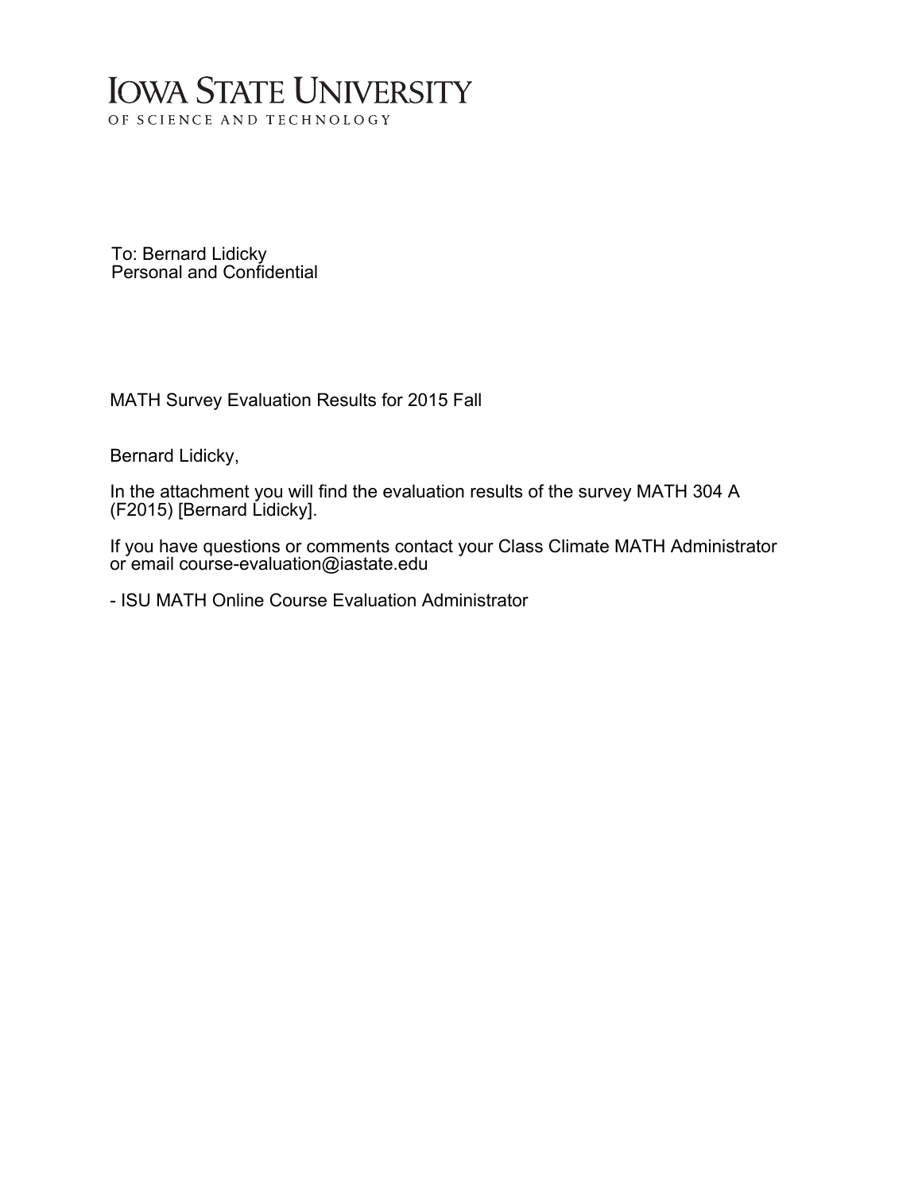# Iowa State University

OF SCIENCE AND TECHNOLOGY

To: Bernard Lidicky
Personal and Confidential

MATH Survey Evaluation Results for 2015 Fall

Bernard Lidicky,

In the attachment you will find the evaluation results of the survey MATH 304 A (F2015) [Bernard Lidicky].

If you have questions or comments contact your Class Climate MATH Administrator or email course-evaluation@iastate.edu

- ISU MATH Online Course Evaluation Administrator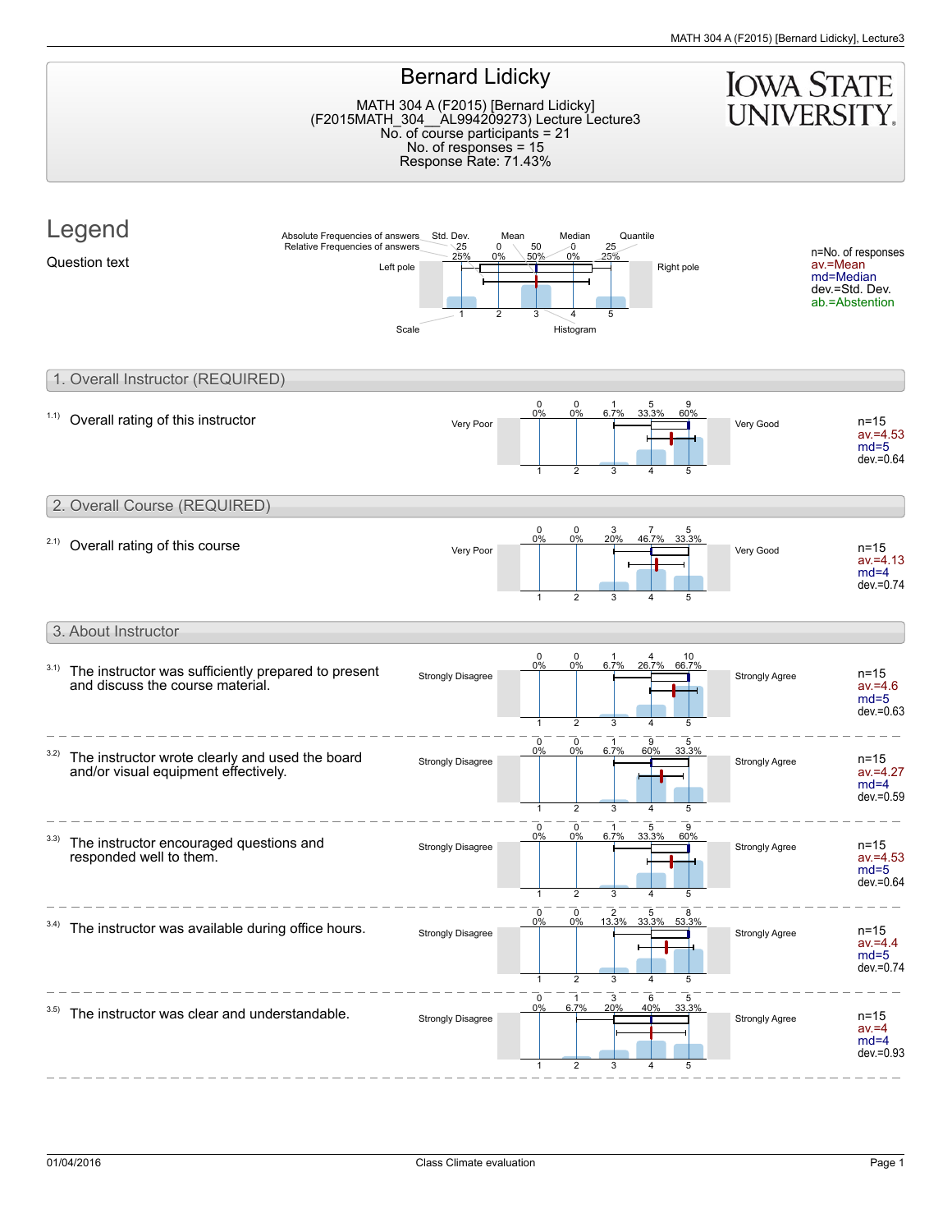# Bernard Lidicky

MATH 304 A (F2015) [Bernard Lidicky]
(F2015MATH_304__AL994209273) Lecture Lecture3
No. of course participants = 21
No. of responses = 15
Response Rate: 71.43%

## Legend

Question text

Absolute Frequencies of answers / Relative Frequencies of answers; Std. Dev.; Mean; Median; Quantile; Left pole; Right pole; Scale; Histogram

n=No. of responses
av.=Mean
md=Median
dev.=Std. Dev.
ab.=Abstention

## 1. Overall Instructor (REQUIRED)

1.1) Overall rating of this instructor

| Left pole | 1 | 2 | 3 | 4 | 5 | Right pole | Statistics |
|---|---|---|---|---|---|---|---|
| Very Poor | 0 (0%) | 0 (0%) | 1 (6.7%) | 5 (33.3%) | 9 (60%) | Very Good | n=15, av.=4.53, md=5, dev.=0.64 |

## 2. Overall Course (REQUIRED)

2.1) Overall rating of this course

| Left pole | 1 | 2 | 3 | 4 | 5 | Right pole | Statistics |
|---|---|---|---|---|---|---|---|
| Very Poor | 0 (0%) | 0 (0%) | 3 (20%) | 7 (46.7%) | 5 (33.3%) | Very Good | n=15, av.=4.13, md=4, dev.=0.74 |

## 3. About Instructor

| Question | Left pole | 1 | 2 | 3 | 4 | 5 | Right pole | Statistics |
|---|---|---|---|---|---|---|---|---|
| 3.1) The instructor was sufficiently prepared to present and discuss the course material. | Strongly Disagree | 0 (0%) | 0 (0%) | 1 (6.7%) | 4 (26.7%) | 10 (66.7%) | Strongly Agree | n=15, av.=4.6, md=5, dev.=0.63 |
| 3.2) The instructor wrote clearly and used the board and/or visual equipment effectively. | Strongly Disagree | 0 (0%) | 0 (0%) | 1 (6.7%) | 9 (60%) | 5 (33.3%) | Strongly Agree | n=15, av.=4.27, md=4, dev.=0.59 |
| 3.3) The instructor encouraged questions and responded well to them. | Strongly Disagree | 0 (0%) | 0 (0%) | 1 (6.7%) | 5 (33.3%) | 9 (60%) | Strongly Agree | n=15, av.=4.53, md=5, dev.=0.64 |
| 3.4) The instructor was available during office hours. | Strongly Disagree | 0 (0%) | 0 (0%) | 2 (13.3%) | 5 (33.3%) | 8 (53.3%) | Strongly Agree | n=15, av.=4.4, md=5, dev.=0.74 |
| 3.5) The instructor was clear and understandable. | Strongly Disagree | 0 (0%) | 1 (6.7%) | 3 (20%) | 6 (40%) | 5 (33.3%) | Strongly Agree | n=15, av.=4, md=4, dev.=0.93 |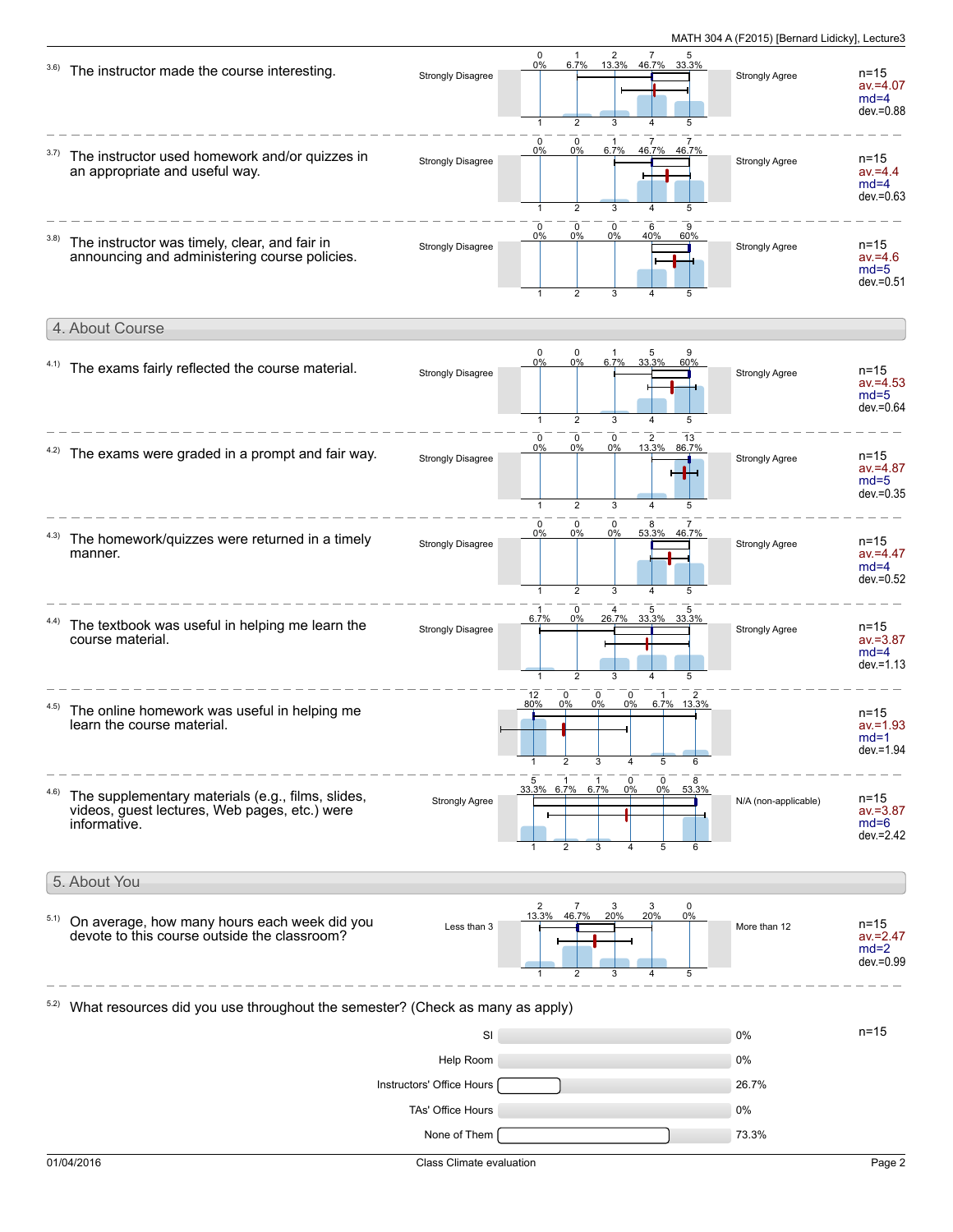3.6) The instructor made the course interesting.

| Strongly Disagree | 1 | 2 | 3 | 4 | 5 | Strongly Agree |
|---|---|---|---|---|---|---|
| | 0 (0%) | 1 (6.7%) | 2 (13.3%) | 7 (46.7%) | 5 (33.3%) | |

n=15, av.=4.07, md=4, dev.=0.88

3.7) The instructor used homework and/or quizzes in an appropriate and useful way.

| Strongly Disagree | 1 | 2 | 3 | 4 | 5 | Strongly Agree |
|---|---|---|---|---|---|---|
| | 0 (0%) | 0 (0%) | 1 (6.7%) | 7 (46.7%) | 7 (46.7%) | |

n=15, av.=4.4, md=4, dev.=0.63

3.8) The instructor was timely, clear, and fair in announcing and administering course policies.

| Strongly Disagree | 1 | 2 | 3 | 4 | 5 | Strongly Agree |
|---|---|---|---|---|---|---|
| | 0 (0%) | 0 (0%) | 0 (0%) | 6 (40%) | 9 (60%) | |

n=15, av.=4.6, md=5, dev.=0.51

## 4. About Course

4.1) The exams fairly reflected the course material.

| Strongly Disagree | 1 | 2 | 3 | 4 | 5 | Strongly Agree |
|---|---|---|---|---|---|---|
| | 0 (0%) | 0 (0%) | 1 (6.7%) | 5 (33.3%) | 9 (60%) | |

n=15, av.=4.53, md=5, dev.=0.64

4.2) The exams were graded in a prompt and fair way.

| Strongly Disagree | 1 | 2 | 3 | 4 | 5 | Strongly Agree |
|---|---|---|---|---|---|---|
| | 0 (0%) | 0 (0%) | 0 (0%) | 2 (13.3%) | 13 (86.7%) | |

n=15, av.=4.87, md=5, dev.=0.35

4.3) The homework/quizzes were returned in a timely manner.

| Strongly Disagree | 1 | 2 | 3 | 4 | 5 | Strongly Agree |
|---|---|---|---|---|---|---|
| | 0 (0%) | 0 (0%) | 0 (0%) | 8 (53.3%) | 7 (46.7%) | |

n=15, av.=4.47, md=4, dev.=0.52

4.4) The textbook was useful in helping me learn the course material.

| Strongly Disagree | 1 | 2 | 3 | 4 | 5 | Strongly Agree |
|---|---|---|---|---|---|---|
| | 1 (6.7%) | 0 (0%) | 4 (26.7%) | 5 (33.3%) | 5 (33.3%) | |

n=15, av.=3.87, md=4, dev.=1.13

4.5) The online homework was useful in helping me learn the course material.

| 1 | 2 | 3 | 4 | 5 | 6 |
|---|---|---|---|---|---|
| 12 (80%) | 0 (0%) | 0 (0%) | 0 (0%) | 1 (6.7%) | 2 (13.3%) |

n=15, av.=1.93, md=1, dev.=1.94

4.6) The supplementary materials (e.g., films, slides, videos, guest lectures, Web pages, etc.) were informative.

| Strongly Agree | 1 | 2 | 3 | 4 | 5 | 6 | N/A (non-applicable) |
|---|---|---|---|---|---|---|---|
| | 5 (33.3%) | 1 (6.7%) | 1 (6.7%) | 0 (0%) | 0 (0%) | 8 (53.3%) | |

n=15, av.=3.87, md=6, dev.=2.42

## 5. About You

5.1) On average, how many hours each week did you devote to this course outside the classroom?

| Less than 3 | 1 | 2 | 3 | 4 | 5 | More than 12 |
|---|---|---|---|---|---|---|
| | 2 (13.3%) | 7 (46.7%) | 3 (20%) | 3 (20%) | 0 (0%) | |

n=15, av.=2.47, md=2, dev.=0.99

5.2) What resources did you use throughout the semester? (Check as many as apply)

n=15

| Resource | Percentage |
|---|---|
| SI | 0% |
| Help Room | 0% |
| Instructors' Office Hours | 26.7% |
| TAs' Office Hours | 0% |
| None of Them | 73.3% |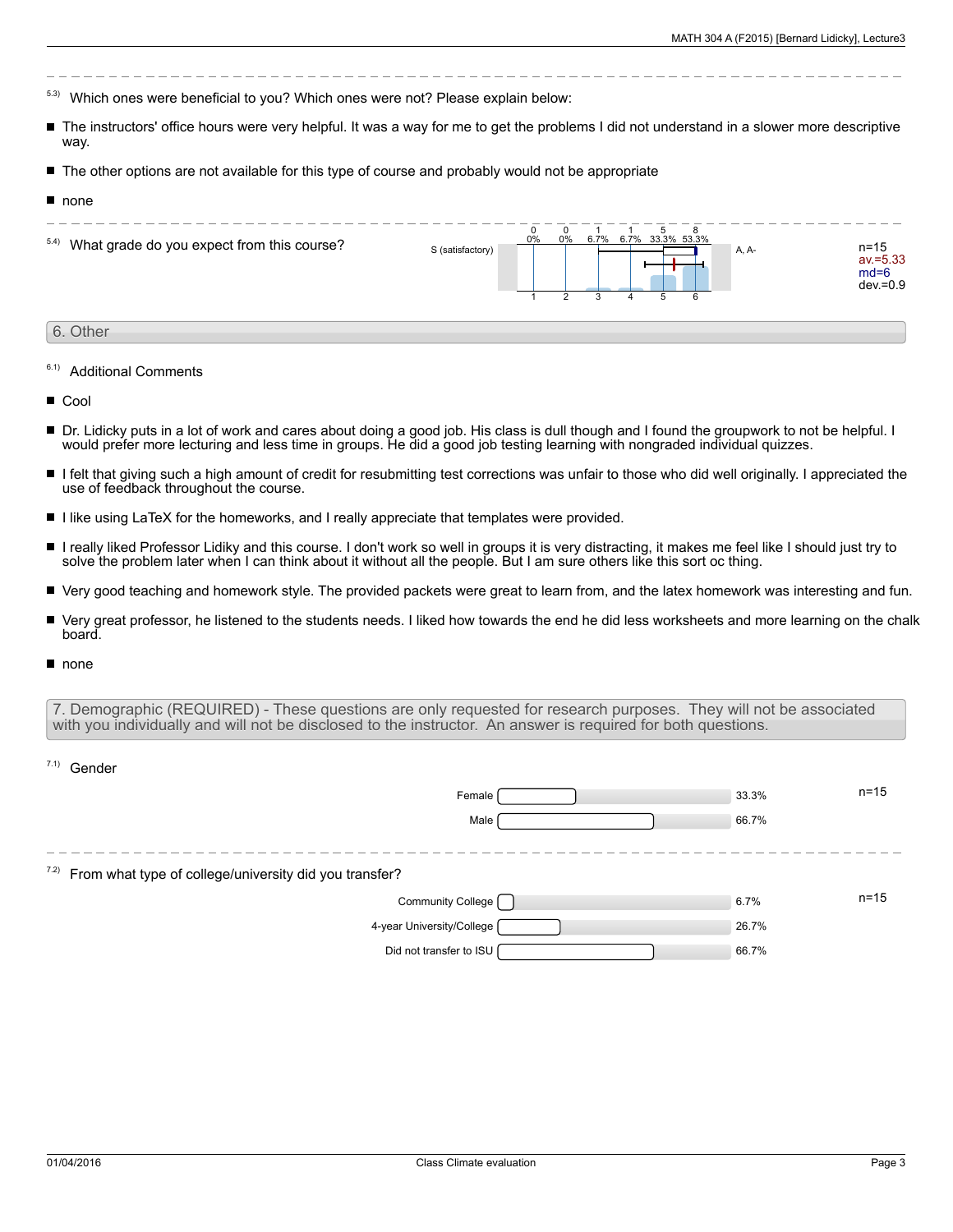5.3) Which ones were beneficial to you? Which ones were not? Please explain below:

- The instructors' office hours were very helpful. It was a way for me to get the problems I did not understand in a slower more descriptive way.
- The other options are not available for this type of course and probably would not be appropriate
- none

5.4) What grade do you expect from this course?

| S (satisfactory) | 1 | 2 | 3 | 4 | 5 | 6 | A, A- | |
|---|---|---|---|---|---|---|---|---|
| | 0 (0%) | 0 (0%) | 1 (6.7%) | 1 (6.7%) | 5 (33.3%) | 8 (53.3%) | | n=15, av.=5.33, md=6, dev.=0.9 |

## 6. Other

6.1) Additional Comments

- Cool
- Dr. Lidicky puts in a lot of work and cares about doing a good job. His class is dull though and I found the groupwork to not be helpful. I would prefer more lecturing and less time in groups. He did a good job testing learning with nongraded individual quizzes.
- I felt that giving such a high amount of credit for resubmitting test corrections was unfair to those who did well originally. I appreciated the use of feedback throughout the course.
- I like using LaTeX for the homeworks, and I really appreciate that templates were provided.
- I really liked Professor Lidiky and this course. I don't work so well in groups it is very distracting, it makes me feel like I should just try to solve the problem later when I can think about it without all the people. But I am sure others like this sort oc thing.
- Very good teaching and homework style. The provided packets were great to learn from, and the latex homework was interesting and fun.
- Very great professor, he listened to the students needs. I liked how towards the end he did less worksheets and more learning on the chalk board.
- none

## 7. Demographic (REQUIRED) - These questions are only requested for research purposes. They will not be associated with you individually and will not be disclosed to the instructor. An answer is required for both questions.

7.1) Gender

| | | |
|---|---|---|
| Female | 33.3% | n=15 |
| Male | 66.7% | |

7.2) From what type of college/university did you transfer?

| | | |
|---|---|---|
| Community College | 6.7% | n=15 |
| 4-year University/College | 26.7% | |
| Did not transfer to ISU | 66.7% | |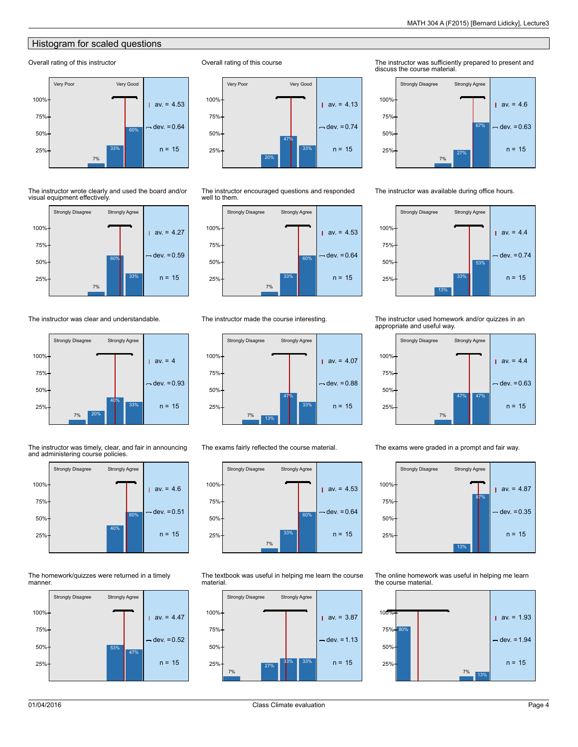## Histogram for scaled questions

**Overall rating of this instructor**

Very Poor — Very Good

| | |
|---|---|
| av. | 4.53 |
| dev. | 0.64 |
| n | 15 |

Distribution: 7%, 33%, 60%

**Overall rating of this course**

Very Poor — Very Good

| | |
|---|---|
| av. | 4.13 |
| dev. | 0.74 |
| n | 15 |

Distribution: 20%, 47%, 33%

**The instructor was sufficiently prepared to present and discuss the course material.**

Strongly Disagree — Strongly Agree

| | |
|---|---|
| av. | 4.6 |
| dev. | 0.63 |
| n | 15 |

Distribution: 7%, 27%, 67%

**The instructor wrote clearly and used the board and/or visual equipment effectively.**

Strongly Disagree — Strongly Agree

| | |
|---|---|
| av. | 4.27 |
| dev. | 0.59 |
| n | 15 |

Distribution: 7%, 60%, 33%

**The instructor encouraged questions and responded well to them.**

Strongly Disagree — Strongly Agree

| | |
|---|---|
| av. | 4.53 |
| dev. | 0.64 |
| n | 15 |

Distribution: 7%, 33%, 60%

**The instructor was available during office hours.**

Strongly Disagree — Strongly Agree

| | |
|---|---|
| av. | 4.4 |
| dev. | 0.74 |
| n | 15 |

Distribution: 13%, 33%, 53%

**The instructor was clear and understandable.**

Strongly Disagree — Strongly Agree

| | |
|---|---|
| av. | 4 |
| dev. | 0.93 |
| n | 15 |

Distribution: 7%, 20%, 40%, 33%

**The instructor made the course interesting.**

Strongly Disagree — Strongly Agree

| | |
|---|---|
| av. | 4.07 |
| dev. | 0.88 |
| n | 15 |

Distribution: 7%, 13%, 47%, 33%

**The instructor used homework and/or quizzes in an appropriate and useful way.**

Strongly Disagree — Strongly Agree

| | |
|---|---|
| av. | 4.4 |
| dev. | 0.63 |
| n | 15 |

Distribution: 7%, 47%, 47%

**The instructor was timely, clear, and fair in announcing and administering course policies.**

Strongly Disagree — Strongly Agree

| | |
|---|---|
| av. | 4.6 |
| dev. | 0.51 |
| n | 15 |

Distribution: 40%, 60%

**The exams fairly reflected the course material.**

Strongly Disagree — Strongly Agree

| | |
|---|---|
| av. | 4.53 |
| dev. | 0.64 |
| n | 15 |

Distribution: 7%, 33%, 60%

**The exams were graded in a prompt and fair way.**

Strongly Disagree — Strongly Agree

| | |
|---|---|
| av. | 4.87 |
| dev. | 0.35 |
| n | 15 |

Distribution: 13%, 87%

**The homework/quizzes were returned in a timely manner.**

Strongly Disagree — Strongly Agree

| | |
|---|---|
| av. | 4.47 |
| dev. | 0.52 |
| n | 15 |

Distribution: 53%, 47%

**The textbook was useful in helping me learn the course material.**

Strongly Disagree — Strongly Agree

| | |
|---|---|
| av. | 3.87 |
| dev. | 1.13 |
| n | 15 |

Distribution: 7%, 27%, 33%, 33%

**The online homework was useful in helping me learn the course material.**

| | |
|---|---|
| av. | 1.93 |
| dev. | 1.94 |
| n | 15 |

Distribution: 80%, 7%, 13%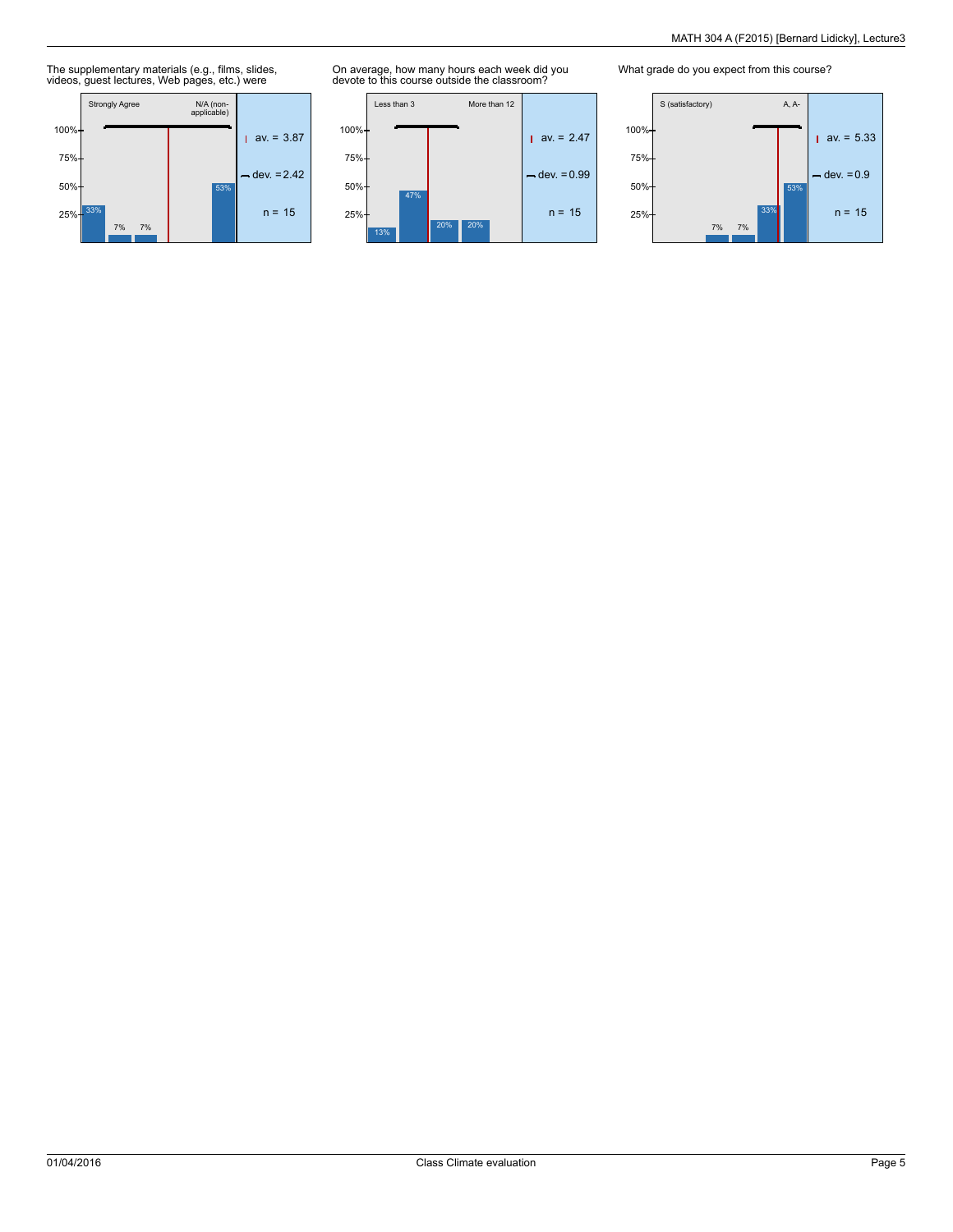The supplementary materials (e.g., films, slides, videos, guest lectures, Web pages, etc.) were

| Strongly Agree | | | | N/A (non-applicable) |
|---|---|---|---|---|
| 33% | 7% | 7% | | 53% |

av. = 3.87
dev. = 2.42
n = 15

On average, how many hours each week did you devote to this course outside the classroom?

| Less than 3 | | | More than 12 |
|---|---|---|---|
| 13% | 47% | 20% | 20% |

av. = 2.47
dev. = 0.99
n = 15

What grade do you expect from this course?

| S (satisfactory) | | | | | A, A- |
|---|---|---|---|---|---|
| | | 7% | 7% | 33% | 53% |

av. = 5.33
dev. = 0.9
n = 15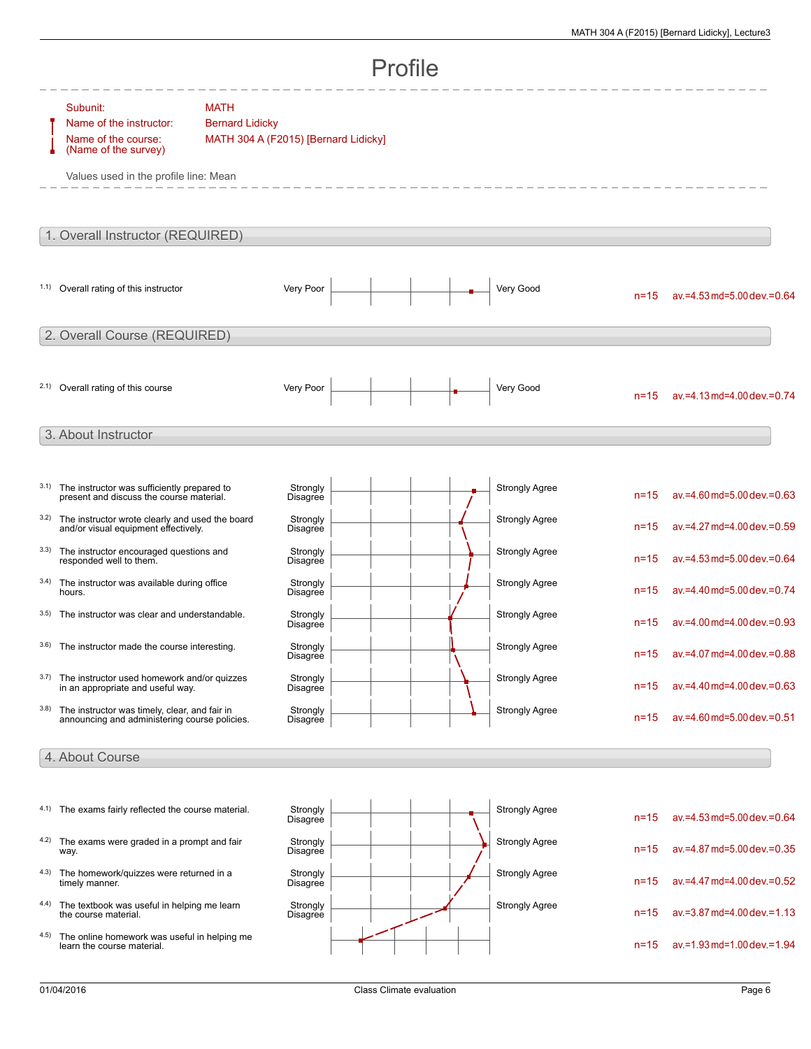# Profile

Subunit: MATH

Name of the instructor: Bernard Lidicky

Name of the course: (Name of the survey) MATH 304 A (F2015) [Bernard Lidicky]

Values used in the profile line: Mean

## 1. Overall Instructor (REQUIRED)

| | Question | Left pole | Right pole | n | av. | md | dev. |
|---|---|---|---|---|---|---|---|
| 1.1) | Overall rating of this instructor | Very Poor | Very Good | n=15 | av.=4.53 | md=5.00 | dev.=0.64 |

## 2. Overall Course (REQUIRED)

| | Question | Left pole | Right pole | n | av. | md | dev. |
|---|---|---|---|---|---|---|---|
| 2.1) | Overall rating of this course | Very Poor | Very Good | n=15 | av.=4.13 | md=4.00 | dev.=0.74 |

## 3. About Instructor

| | Question | Left pole | Right pole | n | av. | md | dev. |
|---|---|---|---|---|---|---|---|
| 3.1) | The instructor was sufficiently prepared to present and discuss the course material. | Strongly Disagree | Strongly Agree | n=15 | av.=4.60 | md=5.00 | dev.=0.63 |
| 3.2) | The instructor wrote clearly and used the board and/or visual equipment effectively. | Strongly Disagree | Strongly Agree | n=15 | av.=4.27 | md=4.00 | dev.=0.59 |
| 3.3) | The instructor encouraged questions and responded well to them. | Strongly Disagree | Strongly Agree | n=15 | av.=4.53 | md=5.00 | dev.=0.64 |
| 3.4) | The instructor was available during office hours. | Strongly Disagree | Strongly Agree | n=15 | av.=4.40 | md=5.00 | dev.=0.74 |
| 3.5) | The instructor was clear and understandable. | Strongly Disagree | Strongly Agree | n=15 | av.=4.00 | md=4.00 | dev.=0.93 |
| 3.6) | The instructor made the course interesting. | Strongly Disagree | Strongly Agree | n=15 | av.=4.07 | md=4.00 | dev.=0.88 |
| 3.7) | The instructor used homework and/or quizzes in an appropriate and useful way. | Strongly Disagree | Strongly Agree | n=15 | av.=4.40 | md=4.00 | dev.=0.63 |
| 3.8) | The instructor was timely, clear, and fair in announcing and administering course policies. | Strongly Disagree | Strongly Agree | n=15 | av.=4.60 | md=5.00 | dev.=0.51 |

## 4. About Course

| | Question | Left pole | Right pole | n | av. | md | dev. |
|---|---|---|---|---|---|---|---|
| 4.1) | The exams fairly reflected the course material. | Strongly Disagree | Strongly Agree | n=15 | av.=4.53 | md=5.00 | dev.=0.64 |
| 4.2) | The exams were graded in a prompt and fair way. | Strongly Disagree | Strongly Agree | n=15 | av.=4.87 | md=5.00 | dev.=0.35 |
| 4.3) | The homework/quizzes were returned in a timely manner. | Strongly Disagree | Strongly Agree | n=15 | av.=4.47 | md=4.00 | dev.=0.52 |
| 4.4) | The textbook was useful in helping me learn the course material. | Strongly Disagree | Strongly Agree | n=15 | av.=3.87 | md=4.00 | dev.=1.13 |
| 4.5) | The online homework was useful in helping me learn the course material. | | | n=15 | av.=1.93 | md=1.00 | dev.=1.94 |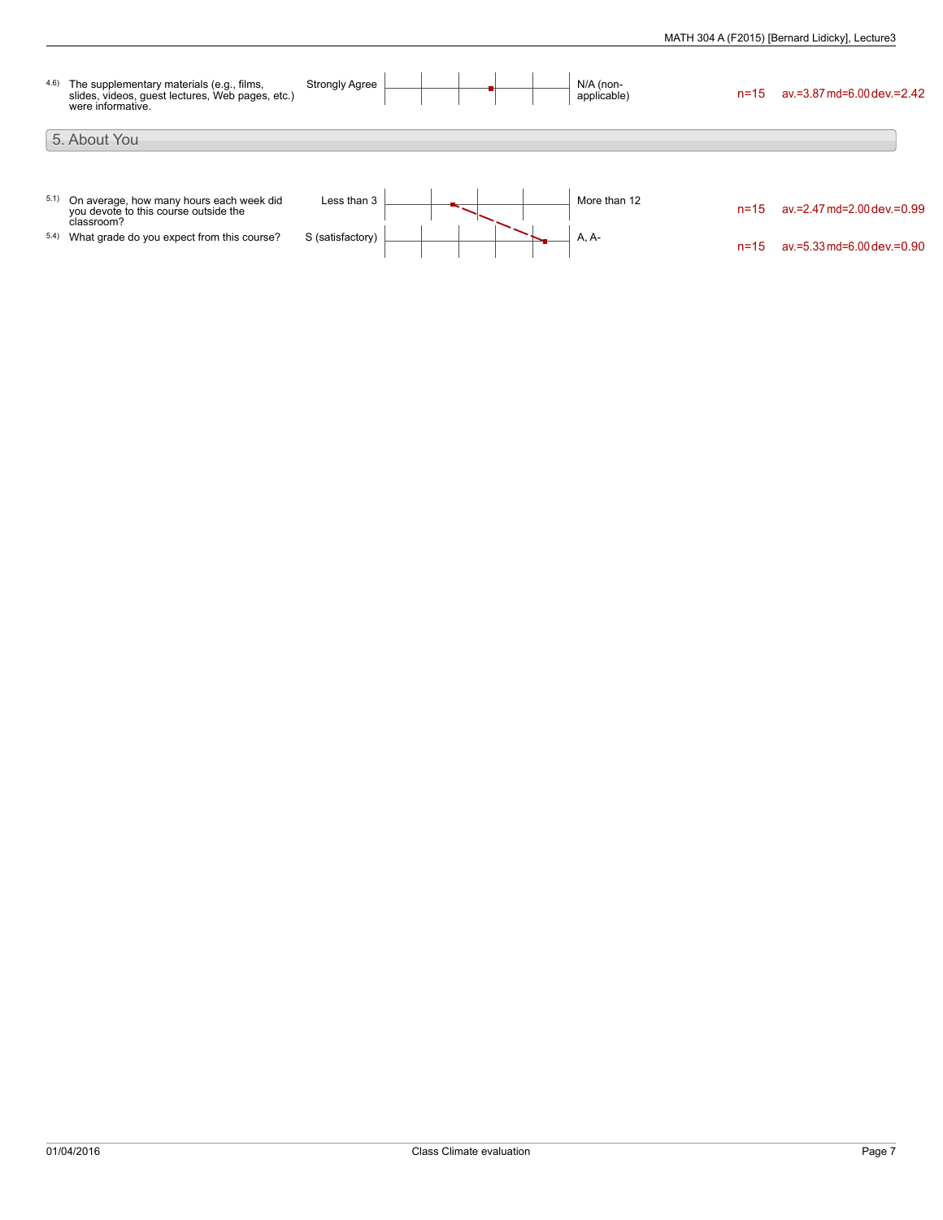4.6) The supplementary materials (e.g., films, slides, videos, guest lectures, Web pages, etc.) were informative.

Strongly Agree — N/A (non-applicable)

n=15 av.=3.87 md=6.00 dev.=2.42

## 5. About You

5.1) On average, how many hours each week did you devote to this course outside the classroom?

Less than 3 — More than 12

n=15 av.=2.47 md=2.00 dev.=0.99

5.4) What grade do you expect from this course?

S (satisfactory) — A, A-

n=15 av.=5.33 md=6.00 dev.=0.90